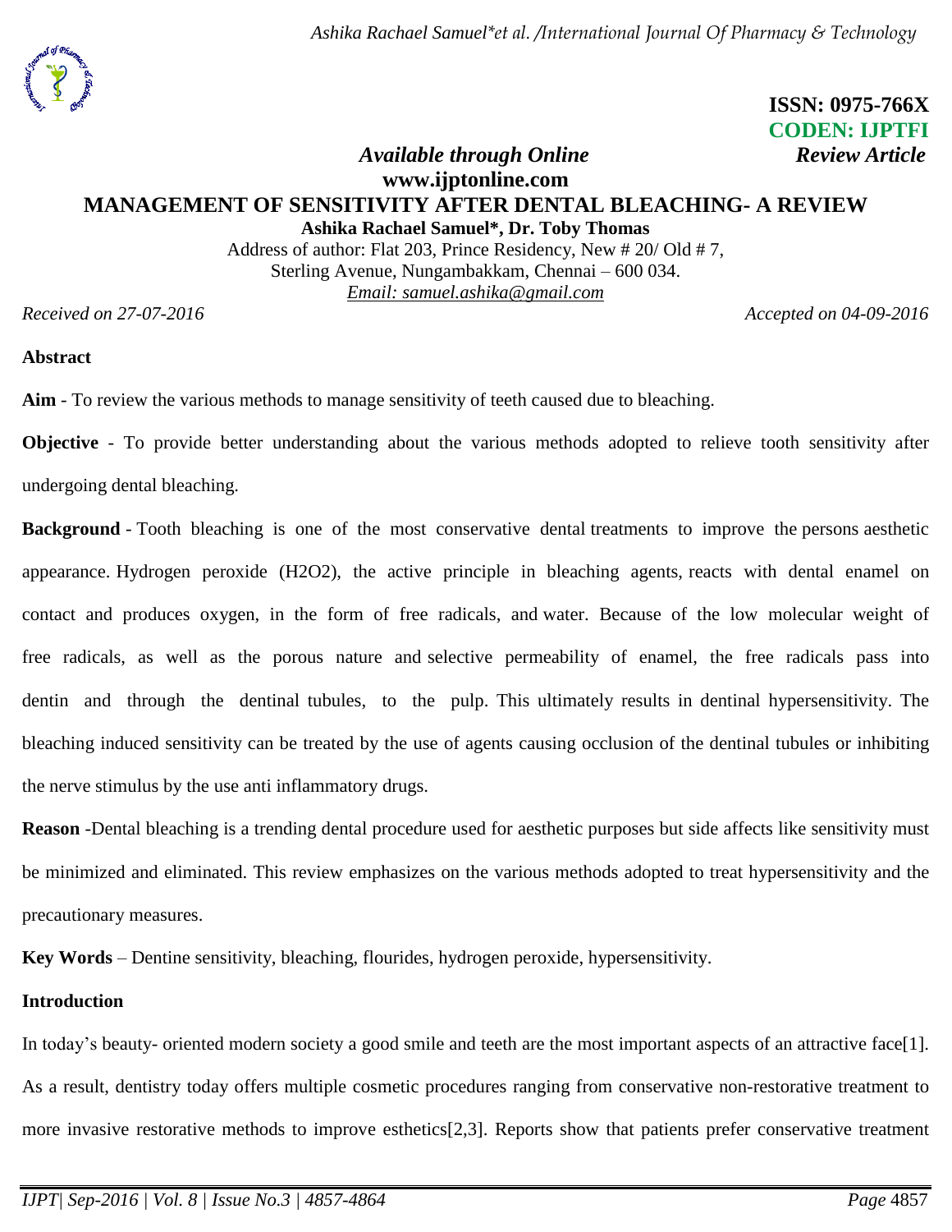**ISSN: 0975-766X**
**CODEN: IJPTFI**
*Available through Online* *Review Article*
**www.ijptonline.com**

# MANAGEMENT OF SENSITIVITY AFTER DENTAL BLEACHING- A REVIEW

**Ashika Rachael Samuel\*, Dr. Toby Thomas**

Address of author: Flat 203, Prince Residency, New # 20/ Old # 7,
Sterling Avenue, Nungambakkam, Chennai – 600 034.
*Email: samuel.ashika@gmail.com*

*Received on 27-07-2016* *Accepted on 04-09-2016*

## Abstract

**Aim** - To review the various methods to manage sensitivity of teeth caused due to bleaching.

**Objective** - To provide better understanding about the various methods adopted to relieve tooth sensitivity after undergoing dental bleaching.

**Background** - Tooth bleaching is one of the most conservative dental treatments to improve the persons aesthetic appearance. Hydrogen peroxide ($H_2O_2$), the active principle in bleaching agents, reacts with dental enamel on contact and produces oxygen, in the form of free radicals, and water. Because of the low molecular weight of free radicals, as well as the porous nature and selective permeability of enamel, the free radicals pass into dentin and through the dentinal tubules, to the pulp. This ultimately results in dentinal hypersensitivity. The bleaching induced sensitivity can be treated by the use of agents causing occlusion of the dentinal tubules or inhibiting the nerve stimulus by the use anti inflammatory drugs.

**Reason** -Dental bleaching is a trending dental procedure used for aesthetic purposes but side affects like sensitivity must be minimized and eliminated. This review emphasizes on the various methods adopted to treat hypersensitivity and the precautionary measures.

**Key Words** – Dentine sensitivity, bleaching, flourides, hydrogen peroxide, hypersensitivity.

## Introduction

In today's beauty- oriented modern society a good smile and teeth are the most important aspects of an attractive face[1]. As a result, dentistry today offers multiple cosmetic procedures ranging from conservative non-restorative treatment to more invasive restorative methods to improve esthetics[2,3]. Reports show that patients prefer conservative treatment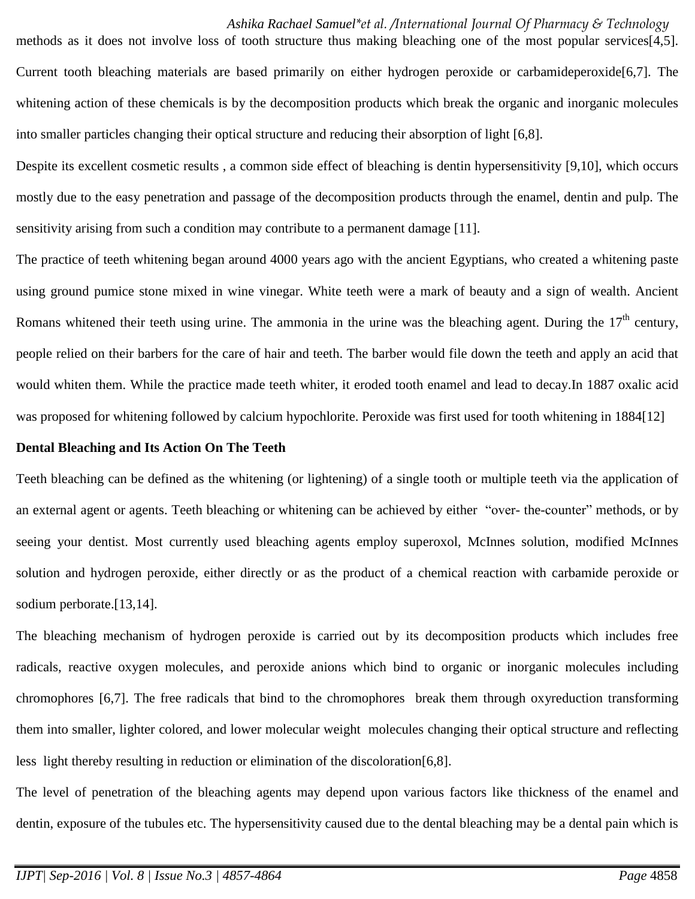methods as it does not involve loss of tooth structure thus making bleaching one of the most popular services[4,5]. Current tooth bleaching materials are based primarily on either hydrogen peroxide or carbamideperoxide[6,7]. The whitening action of these chemicals is by the decomposition products which break the organic and inorganic molecules into smaller particles changing their optical structure and reducing their absorption of light [6,8].

Despite its excellent cosmetic results , a common side effect of bleaching is dentin hypersensitivity [9,10], which occurs mostly due to the easy penetration and passage of the decomposition products through the enamel, dentin and pulp. The sensitivity arising from such a condition may contribute to a permanent damage [11].

The practice of teeth whitening began around 4000 years ago with the ancient Egyptians, who created a whitening paste using ground pumice stone mixed in wine vinegar. White teeth were a mark of beauty and a sign of wealth. Ancient Romans whitened their teeth using urine. The ammonia in the urine was the bleaching agent. During the 17th century, people relied on their barbers for the care of hair and teeth. The barber would file down the teeth and apply an acid that would whiten them. While the practice made teeth whiter, it eroded tooth enamel and lead to decay.In 1887 oxalic acid was proposed for whitening followed by calcium hypochlorite. Peroxide was first used for tooth whitening in 1884[12]

**Dental Bleaching and Its Action On The Teeth**

Teeth bleaching can be defined as the whitening (or lightening) of a single tooth or multiple teeth via the application of an external agent or agents. Teeth bleaching or whitening can be achieved by either "over- the-counter" methods, or by seeing your dentist. Most currently used bleaching agents employ superoxol, McInnes solution, modified McInnes solution and hydrogen peroxide, either directly or as the product of a chemical reaction with carbamide peroxide or sodium perborate.[13,14].

The bleaching mechanism of hydrogen peroxide is carried out by its decomposition products which includes free radicals, reactive oxygen molecules, and peroxide anions which bind to organic or inorganic molecules including chromophores [6,7]. The free radicals that bind to the chromophores break them through oxyreduction transforming them into smaller, lighter colored, and lower molecular weight molecules changing their optical structure and reflecting less light thereby resulting in reduction or elimination of the discoloration[6,8].

The level of penetration of the bleaching agents may depend upon various factors like thickness of the enamel and dentin, exposure of the tubules etc. The hypersensitivity caused due to the dental bleaching may be a dental pain which is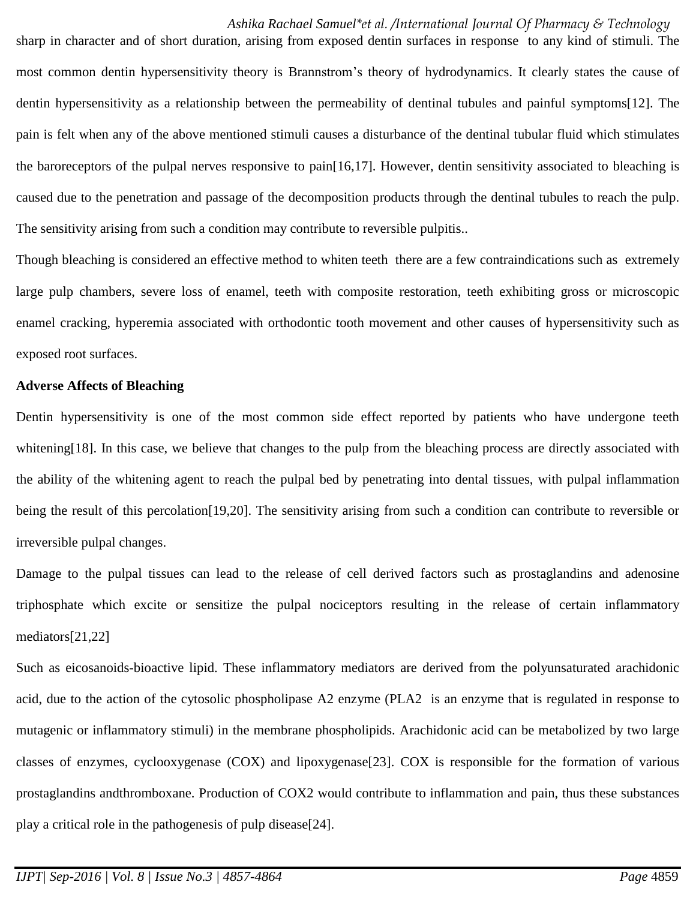sharp in character and of short duration, arising from exposed dentin surfaces in response to any kind of stimuli. The most common dentin hypersensitivity theory is Brannstrom's theory of hydrodynamics. It clearly states the cause of dentin hypersensitivity as a relationship between the permeability of dentinal tubules and painful symptoms[12]. The pain is felt when any of the above mentioned stimuli causes a disturbance of the dentinal tubular fluid which stimulates the baroreceptors of the pulpal nerves responsive to pain[16,17]. However, dentin sensitivity associated to bleaching is caused due to the penetration and passage of the decomposition products through the dentinal tubules to reach the pulp. The sensitivity arising from such a condition may contribute to reversible pulpitis..

Though bleaching is considered an effective method to whiten teeth there are a few contraindications such as extremely large pulp chambers, severe loss of enamel, teeth with composite restoration, teeth exhibiting gross or microscopic enamel cracking, hyperemia associated with orthodontic tooth movement and other causes of hypersensitivity such as exposed root surfaces.

**Adverse Affects of Bleaching**

Dentin hypersensitivity is one of the most common side effect reported by patients who have undergone teeth whitening[18]. In this case, we believe that changes to the pulp from the bleaching process are directly associated with the ability of the whitening agent to reach the pulpal bed by penetrating into dental tissues, with pulpal inflammation being the result of this percolation[19,20]. The sensitivity arising from such a condition can contribute to reversible or irreversible pulpal changes.

Damage to the pulpal tissues can lead to the release of cell derived factors such as prostaglandins and adenosine triphosphate which excite or sensitize the pulpal nociceptors resulting in the release of certain inflammatory mediators[21,22]

Such as eicosanoids-bioactive lipid. These inflammatory mediators are derived from the polyunsaturated arachidonic acid, due to the action of the cytosolic phospholipase A2 enzyme (PLA2 is an enzyme that is regulated in response to mutagenic or inflammatory stimuli) in the membrane phospholipids. Arachidonic acid can be metabolized by two large classes of enzymes, cyclooxygenase (COX) and lipoxygenase[23]. COX is responsible for the formation of various prostaglandins andthromboxane. Production of COX2 would contribute to inflammation and pain, thus these substances play a critical role in the pathogenesis of pulp disease[24].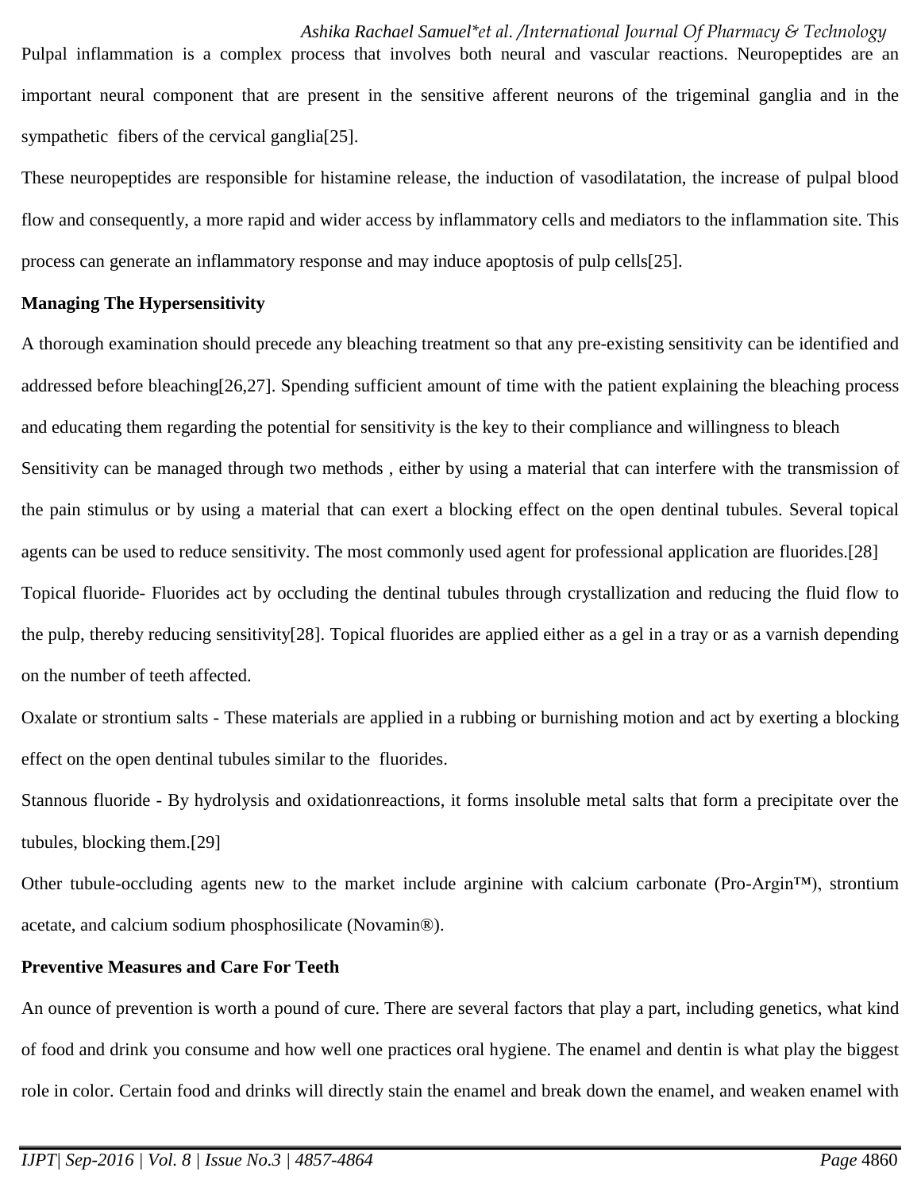Pulpal inflammation is a complex process that involves both neural and vascular reactions. Neuropeptides are an important neural component that are present in the sensitive afferent neurons of the trigeminal ganglia and in the sympathetic fibers of the cervical ganglia[25].

These neuropeptides are responsible for histamine release, the induction of vasodilatation, the increase of pulpal blood flow and consequently, a more rapid and wider access by inflammatory cells and mediators to the inflammation site. This process can generate an inflammatory response and may induce apoptosis of pulp cells[25].

**Managing The Hypersensitivity**

A thorough examination should precede any bleaching treatment so that any pre-existing sensitivity can be identified and addressed before bleaching[26,27]. Spending sufficient amount of time with the patient explaining the bleaching process and educating them regarding the potential for sensitivity is the key to their compliance and willingness to bleach

Sensitivity can be managed through two methods , either by using a material that can interfere with the transmission of the pain stimulus or by using a material that can exert a blocking effect on the open dentinal tubules. Several topical agents can be used to reduce sensitivity. The most commonly used agent for professional application are fluorides.[28]

Topical fluoride- Fluorides act by occluding the dentinal tubules through crystallization and reducing the fluid flow to the pulp, thereby reducing sensitivity[28]. Topical fluorides are applied either as a gel in a tray or as a varnish depending on the number of teeth affected.

Oxalate or strontium salts - These materials are applied in a rubbing or burnishing motion and act by exerting a blocking effect on the open dentinal tubules similar to the fluorides.

Stannous fluoride - By hydrolysis and oxidationreactions, it forms insoluble metal salts that form a precipitate over the tubules, blocking them.[29]

Other tubule-occluding agents new to the market include arginine with calcium carbonate (Pro-Argin™), strontium acetate, and calcium sodium phosphosilicate (Novamin®).

**Preventive Measures and Care For Teeth**

An ounce of prevention is worth a pound of cure. There are several factors that play a part, including genetics, what kind of food and drink you consume and how well one practices oral hygiene. The enamel and dentin is what play the biggest role in color. Certain food and drinks will directly stain the enamel and break down the enamel, and weaken enamel with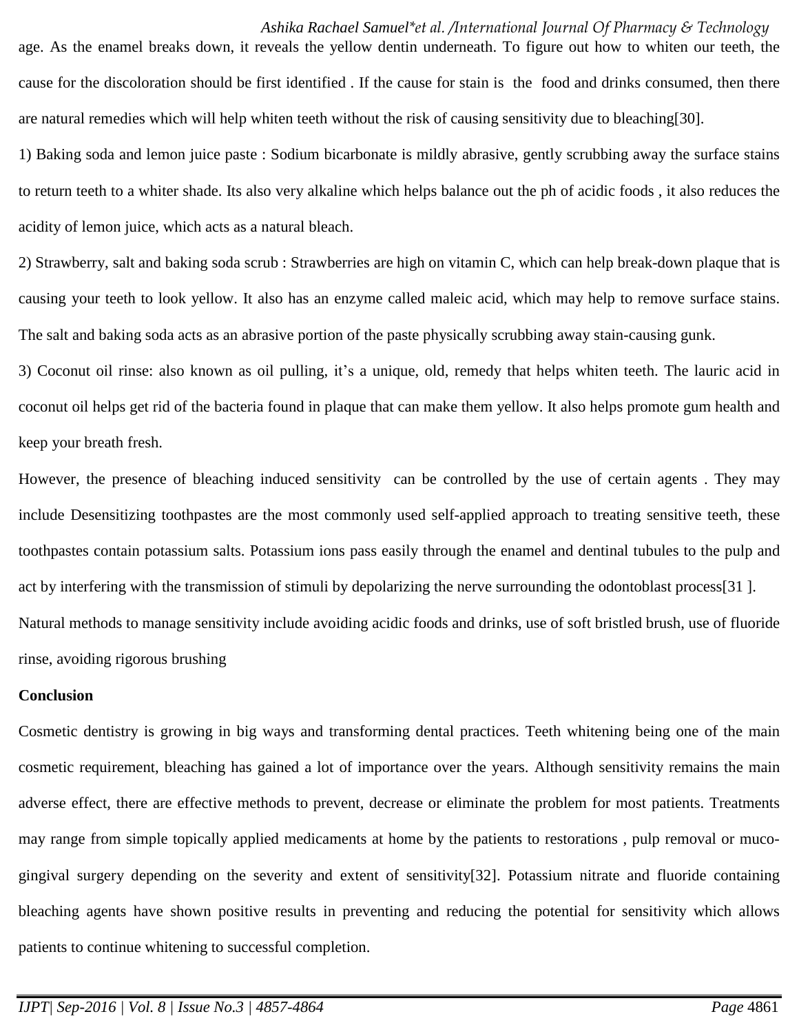age. As the enamel breaks down, it reveals the yellow dentin underneath. To figure out how to whiten our teeth, the cause for the discoloration should be first identified . If the cause for stain is the food and drinks consumed, then there are natural remedies which will help whiten teeth without the risk of causing sensitivity due to bleaching[30].

1) Baking soda and lemon juice paste : Sodium bicarbonate is mildly abrasive, gently scrubbing away the surface stains to return teeth to a whiter shade. Its also very alkaline which helps balance out the ph of acidic foods , it also reduces the acidity of lemon juice, which acts as a natural bleach.

2) Strawberry, salt and baking soda scrub : Strawberries are high on vitamin C, which can help break-down plaque that is causing your teeth to look yellow. It also has an enzyme called maleic acid, which may help to remove surface stains. The salt and baking soda acts as an abrasive portion of the paste physically scrubbing away stain-causing gunk.

3) Coconut oil rinse: also known as oil pulling, it's a unique, old, remedy that helps whiten teeth. The lauric acid in coconut oil helps get rid of the bacteria found in plaque that can make them yellow. It also helps promote gum health and keep your breath fresh.

However, the presence of bleaching induced sensitivity can be controlled by the use of certain agents . They may include Desensitizing toothpastes are the most commonly used self-applied approach to treating sensitive teeth, these toothpastes contain potassium salts. Potassium ions pass easily through the enamel and dentinal tubules to the pulp and act by interfering with the transmission of stimuli by depolarizing the nerve surrounding the odontoblast process[31 ].

Natural methods to manage sensitivity include avoiding acidic foods and drinks, use of soft bristled brush, use of fluoride rinse, avoiding rigorous brushing

**Conclusion**

Cosmetic dentistry is growing in big ways and transforming dental practices. Teeth whitening being one of the main cosmetic requirement, bleaching has gained a lot of importance over the years. Although sensitivity remains the main adverse effect, there are effective methods to prevent, decrease or eliminate the problem for most patients. Treatments may range from simple topically applied medicaments at home by the patients to restorations , pulp removal or muco-gingival surgery depending on the severity and extent of sensitivity[32]. Potassium nitrate and fluoride containing bleaching agents have shown positive results in preventing and reducing the potential for sensitivity which allows patients to continue whitening to successful completion.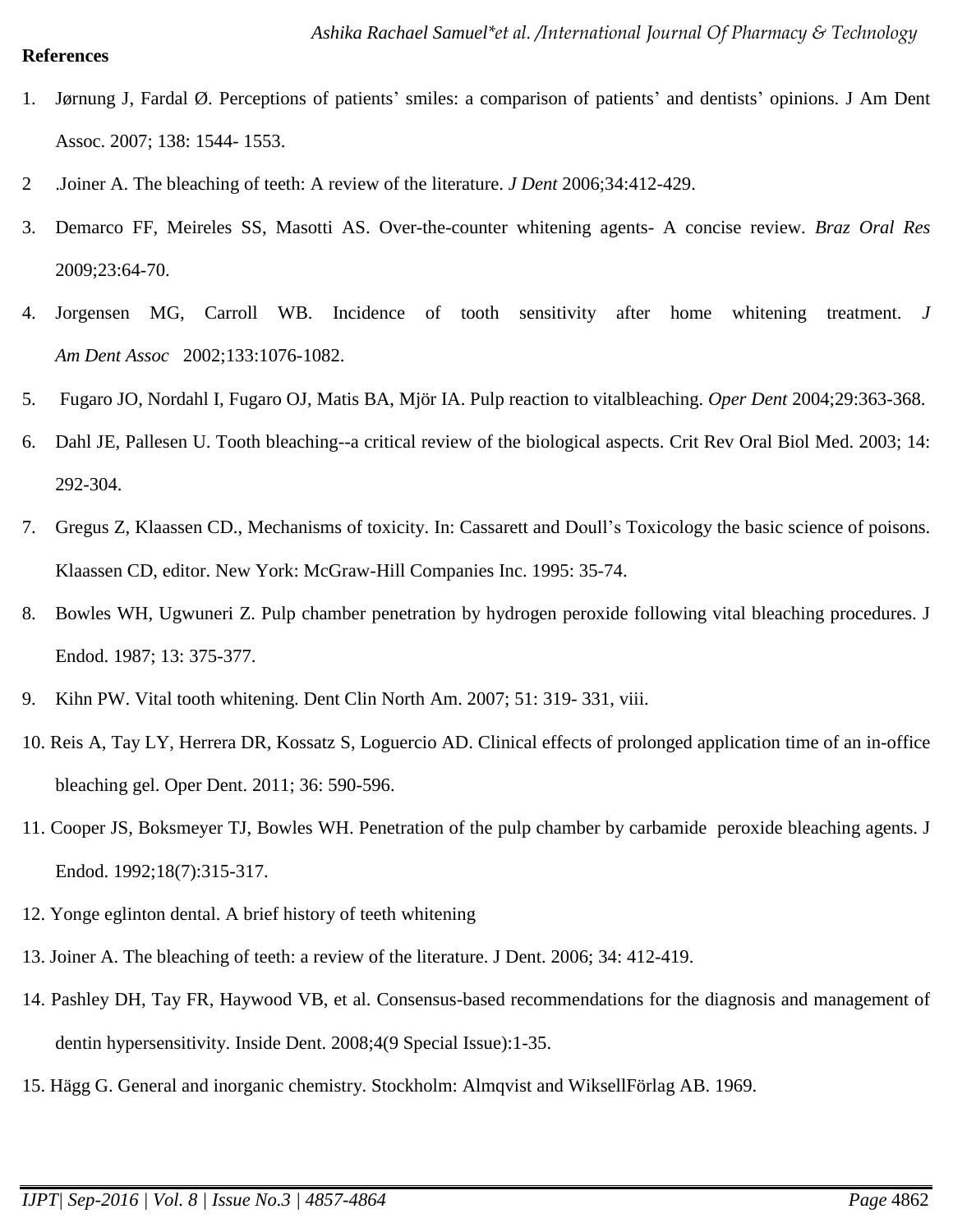**References**

1. Jørnung J, Fardal Ø. Perceptions of patients' smiles: a comparison of patients' and dentists' opinions. J Am Dent Assoc. 2007; 138: 1544- 1553.
2. .Joiner A. The bleaching of teeth: A review of the literature. *J Dent* 2006;34:412-429.
3. Demarco FF, Meireles SS, Masotti AS. Over-the-counter whitening agents- A concise review. *Braz Oral Res* 2009;23:64-70.
4. Jorgensen MG, Carroll WB. Incidence of tooth sensitivity after home whitening treatment. *J Am Dent Assoc* 2002;133:1076-1082.
5. Fugaro JO, Nordahl I, Fugaro OJ, Matis BA, Mjör IA. Pulp reaction to vitalbleaching. *Oper Dent* 2004;29:363-368.
6. Dahl JE, Pallesen U. Tooth bleaching--a critical review of the biological aspects. Crit Rev Oral Biol Med. 2003; 14: 292-304.
7. Gregus Z, Klaassen CD., Mechanisms of toxicity. In: Cassarett and Doull's Toxicology the basic science of poisons. Klaassen CD, editor. New York: McGraw-Hill Companies Inc. 1995: 35-74.
8. Bowles WH, Ugwuneri Z. Pulp chamber penetration by hydrogen peroxide following vital bleaching procedures. J Endod. 1987; 13: 375-377.
9. Kihn PW. Vital tooth whitening. Dent Clin North Am. 2007; 51: 319- 331, viii.
10. Reis A, Tay LY, Herrera DR, Kossatz S, Loguercio AD. Clinical effects of prolonged application time of an in-office bleaching gel. Oper Dent. 2011; 36: 590-596.
11. Cooper JS, Boksmeyer TJ, Bowles WH. Penetration of the pulp chamber by carbamide peroxide bleaching agents. J Endod. 1992;18(7):315-317.
12. Yonge eglinton dental. A brief history of teeth whitening
13. Joiner A. The bleaching of teeth: a review of the literature. J Dent. 2006; 34: 412-419.
14. Pashley DH, Tay FR, Haywood VB, et al. Consensus-based recommendations for the diagnosis and management of dentin hypersensitivity. Inside Dent. 2008;4(9 Special Issue):1-35.
15. Hägg G. General and inorganic chemistry. Stockholm: Almqvist and WiksellFörlag AB. 1969.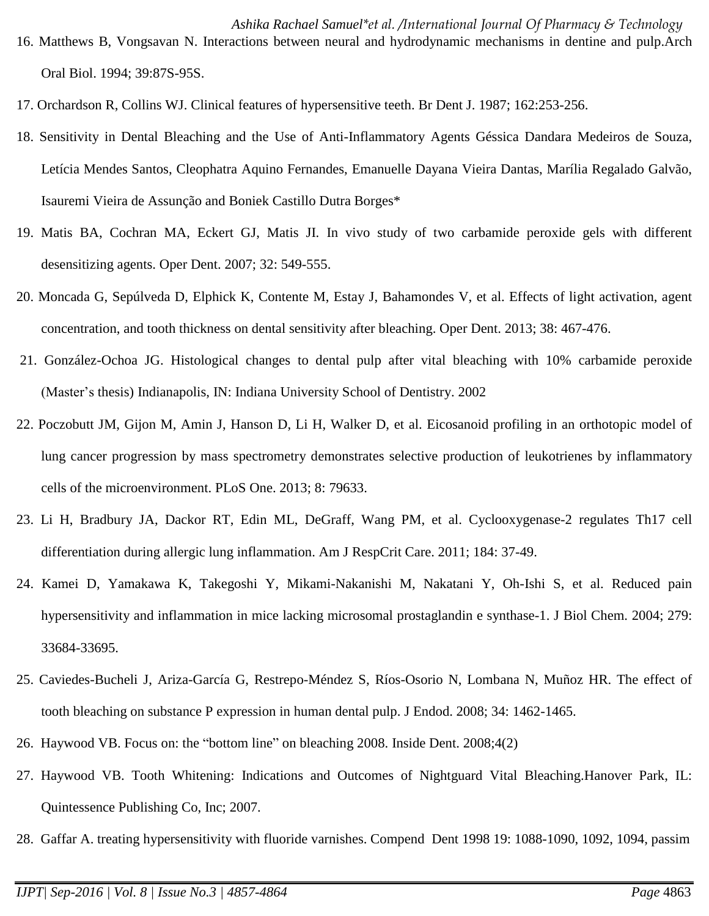16. Matthews B, Vongsavan N. Interactions between neural and hydrodynamic mechanisms in dentine and pulp.Arch Oral Biol. 1994; 39:87S-95S.

17. Orchardson R, Collins WJ. Clinical features of hypersensitive teeth. Br Dent J. 1987; 162:253-256.

18. Sensitivity in Dental Bleaching and the Use of Anti-Inflammatory Agents Géssica Dandara Medeiros de Souza, Letícia Mendes Santos, Cleophatra Aquino Fernandes, Emanuelle Dayana Vieira Dantas, Marília Regalado Galvão, Isauremi Vieira de Assunção and Boniek Castillo Dutra Borges*

19. Matis BA, Cochran MA, Eckert GJ, Matis JI. In vivo study of two carbamide peroxide gels with different desensitizing agents. Oper Dent. 2007; 32: 549-555.

20. Moncada G, Sepúlveda D, Elphick K, Contente M, Estay J, Bahamondes V, et al. Effects of light activation, agent concentration, and tooth thickness on dental sensitivity after bleaching. Oper Dent. 2013; 38: 467-476.

21. González-Ochoa JG. Histological changes to dental pulp after vital bleaching with 10% carbamide peroxide (Master's thesis) Indianapolis, IN: Indiana University School of Dentistry. 2002

22. Poczobutt JM, Gijon M, Amin J, Hanson D, Li H, Walker D, et al. Eicosanoid profiling in an orthotopic model of lung cancer progression by mass spectrometry demonstrates selective production of leukotrienes by inflammatory cells of the microenvironment. PLoS One. 2013; 8: 79633.

23. Li H, Bradbury JA, Dackor RT, Edin ML, DeGraff, Wang PM, et al. Cyclooxygenase-2 regulates Th17 cell differentiation during allergic lung inflammation. Am J RespCrit Care. 2011; 184: 37-49.

24. Kamei D, Yamakawa K, Takegoshi Y, Mikami-Nakanishi M, Nakatani Y, Oh-Ishi S, et al. Reduced pain hypersensitivity and inflammation in mice lacking microsomal prostaglandin e synthase-1. J Biol Chem. 2004; 279: 33684-33695.

25. Caviedes-Bucheli J, Ariza-García G, Restrepo-Méndez S, Ríos-Osorio N, Lombana N, Muñoz HR. The effect of tooth bleaching on substance P expression in human dental pulp. J Endod. 2008; 34: 1462-1465.

26. Haywood VB. Focus on: the "bottom line" on bleaching 2008. Inside Dent. 2008;4(2)

27. Haywood VB. Tooth Whitening: Indications and Outcomes of Nightguard Vital Bleaching.Hanover Park, IL: Quintessence Publishing Co, Inc; 2007.

28. Gaffar A. treating hypersensitivity with fluoride varnishes. Compend Dent 1998 19: 1088-1090, 1092, 1094, passim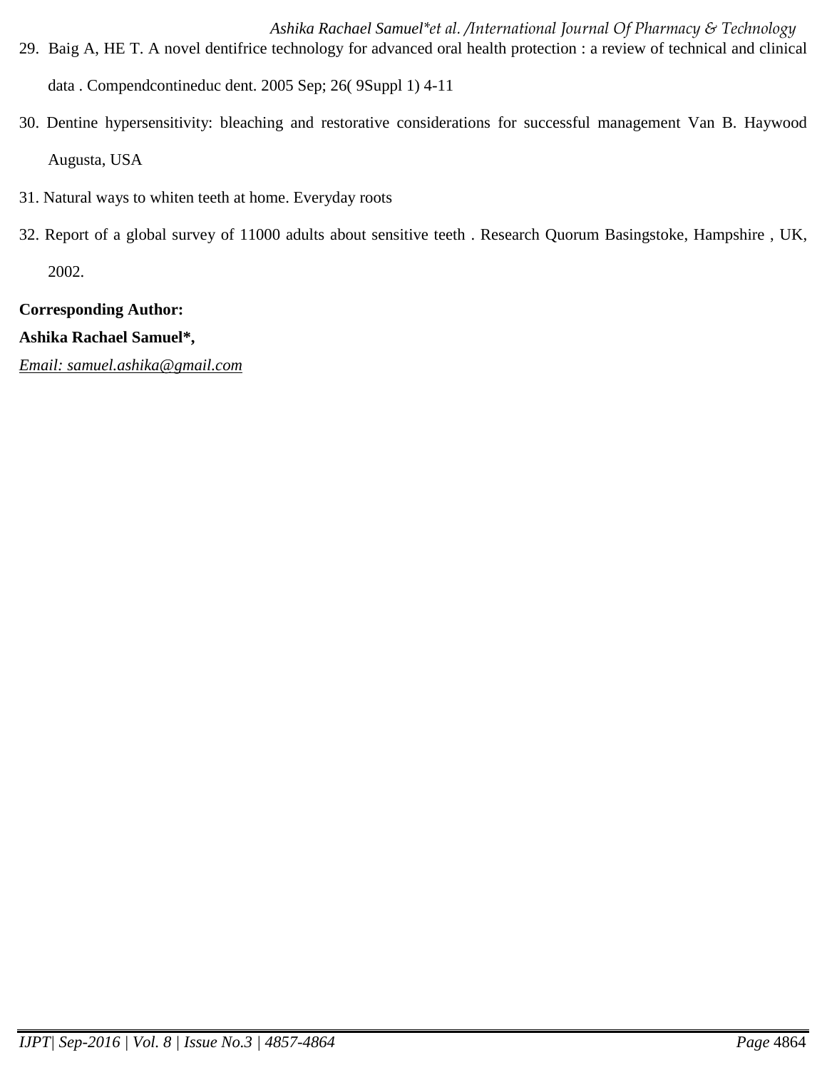29. Baig A, HE T. A novel dentifrice technology for advanced oral health protection : a review of technical and clinical data . Compendcontineduc dent. 2005 Sep; 26( 9Suppl 1) 4-11
30. Dentine hypersensitivity: bleaching and restorative considerations for successful management Van B. Haywood Augusta, USA
31. Natural ways to whiten teeth at home. Everyday roots
32. Report of a global survey of 11000 adults about sensitive teeth . Research Quorum Basingstoke, Hampshire , UK, 2002.

**Corresponding Author:**

**Ashika Rachael Samuel*,**

*Email: samuel.ashika@gmail.com*